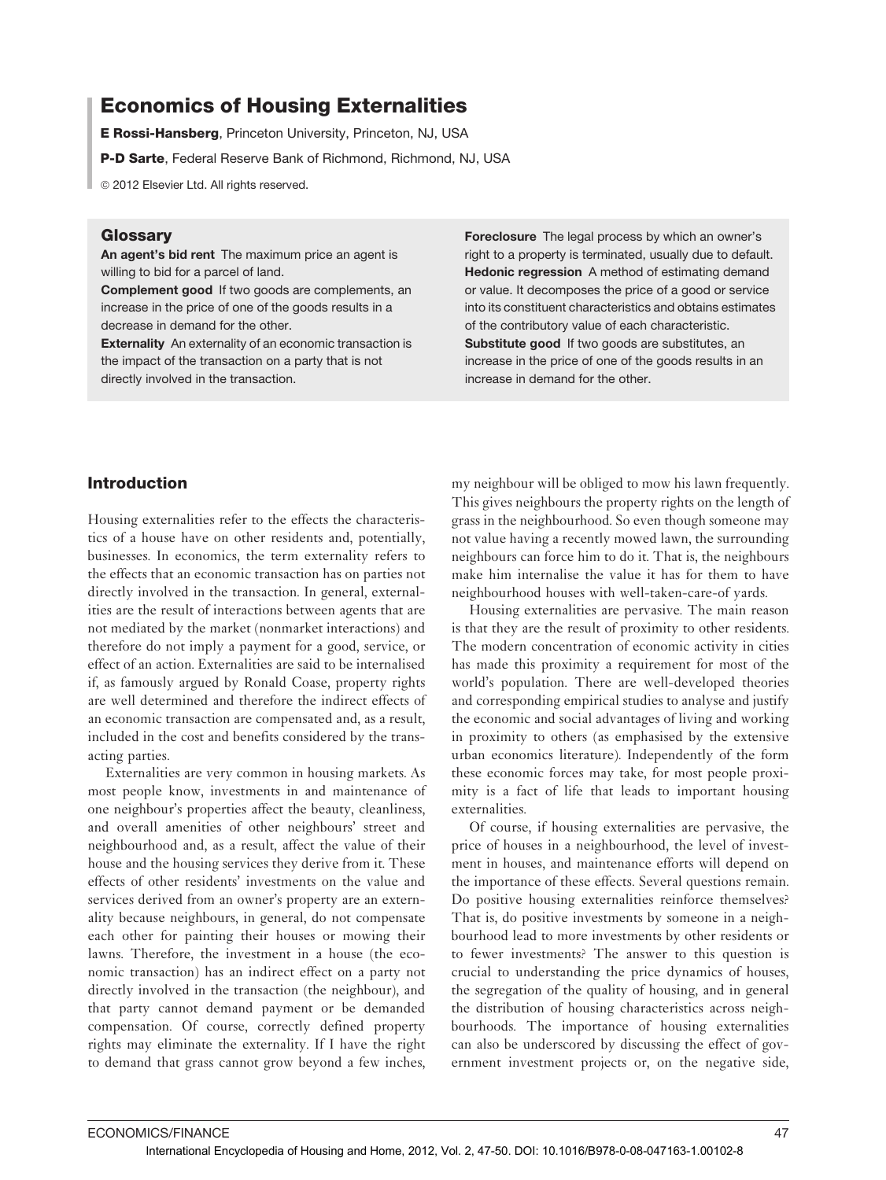# Economics of Housing Externalities

**E Rossi-Hansberg**, Princeton University, Princeton, NJ, USA

**P-D Sarte**, Federal Reserve Bank of Richmond, Richmond, NJ, USA

© 2012 Elsevier Ltd. All rights reserved.

## Glossary

**An agent's bid rent** The maximum price an agent is willing to bid for a parcel of land.

**Complement good** If two goods are complements, an increase in the price of one of the goods results in a decrease in demand for the other.

**Externality** An externality of an economic transaction is the impact of the transaction on a party that is not directly involved in the transaction.

**Foreclosure** The legal process by which an owner's right to a property is terminated, usually due to default.

**Hedonic regression** A method of estimating demand or value. It decomposes the price of a good or service into its constituent characteristics and obtains estimates of the contributory value of each characteristic.

**Substitute good** If two goods are substitutes, an increase in the price of one of the goods results in an increase in demand for the other.

## Introduction

Housing externalities refer to the effects the characteristics of a house have on other residents and, potentially, businesses. In economics, the term externality refers to the effects that an economic transaction has on parties not directly involved in the transaction. In general, externalities are the result of interactions between agents that are not mediated by the market (nonmarket interactions) and therefore do not imply a payment for a good, service, or effect of an action. Externalities are said to be internalised if, as famously argued by Ronald Coase, property rights are well determined and therefore the indirect effects of an economic transaction are compensated and, as a result, included in the cost and benefits considered by the transacting parties.

Externalities are very common in housing markets. As most people know, investments in and maintenance of one neighbour's properties affect the beauty, cleanliness, and overall amenities of other neighbours' street and neighbourhood and, as a result, affect the value of their house and the housing services they derive from it. These effects of other residents' investments on the value and services derived from an owner's property are an externality because neighbours, in general, do not compensate each other for painting their houses or mowing their lawns. Therefore, the investment in a house (the economic transaction) has an indirect effect on a party not directly involved in the transaction (the neighbour), and that party cannot demand payment or be demanded compensation. Of course, correctly defined property rights may eliminate the externality. If I have the right to demand that grass cannot grow beyond a few inches, my neighbour will be obliged to mow his lawn frequently. This gives neighbours the property rights on the length of grass in the neighbourhood. So even though someone may not value having a recently mowed lawn, the surrounding neighbours can force him to do it. That is, the neighbours make him internalise the value it has for them to have neighbourhood houses with well-taken-care-of yards.

Housing externalities are pervasive. The main reason is that they are the result of proximity to other residents. The modern concentration of economic activity in cities has made this proximity a requirement for most of the world's population. There are well-developed theories and corresponding empirical studies to analyse and justify the economic and social advantages of living and working in proximity to others (as emphasised by the extensive urban economics literature). Independently of the form these economic forces may take, for most people proximity is a fact of life that leads to important housing externalities.

Of course, if housing externalities are pervasive, the price of houses in a neighbourhood, the level of investment in houses, and maintenance efforts will depend on the importance of these effects. Several questions remain. Do positive housing externalities reinforce themselves? That is, do positive investments by someone in a neighbourhood lead to more investments by other residents or to fewer investments? The answer to this question is crucial to understanding the price dynamics of houses, the segregation of the quality of housing, and in general the distribution of housing characteristics across neighbourhoods. The importance of housing externalities can also be underscored by discussing the effect of government investment projects or, on the negative side,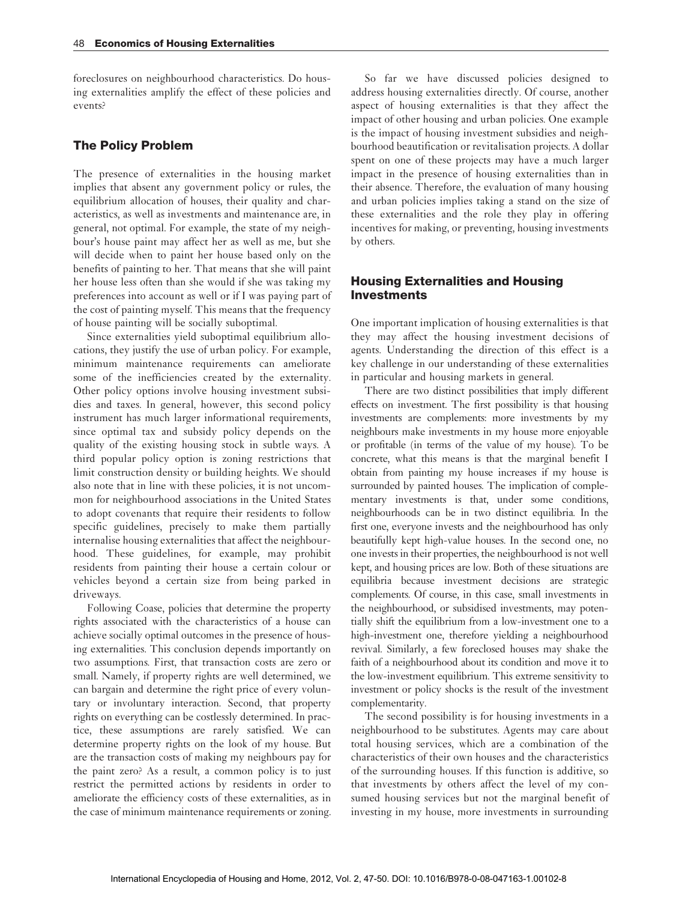foreclosures on neighbourhood characteristics. Do housing externalities amplify the effect of these policies and events?

## The Policy Problem

The presence of externalities in the housing market implies that absent any government policy or rules, the equilibrium allocation of houses, their quality and characteristics, as well as investments and maintenance are, in general, not optimal. For example, the state of my neighbour's house paint may affect her as well as me, but she will decide when to paint her house based only on the benefits of painting to her. That means that she will paint her house less often than she would if she was taking my preferences into account as well or if I was paying part of the cost of painting myself. This means that the frequency of house painting will be socially suboptimal.

Since externalities yield suboptimal equilibrium allocations, they justify the use of urban policy. For example, minimum maintenance requirements can ameliorate some of the inefficiencies created by the externality. Other policy options involve housing investment subsidies and taxes. In general, however, this second policy instrument has much larger informational requirements, since optimal tax and subsidy policy depends on the quality of the existing housing stock in subtle ways. A third popular policy option is zoning restrictions that limit construction density or building heights. We should also note that in line with these policies, it is not uncommon for neighbourhood associations in the United States to adopt covenants that require their residents to follow specific guidelines, precisely to make them partially internalise housing externalities that affect the neighbourhood. These guidelines, for example, may prohibit residents from painting their house a certain colour or vehicles beyond a certain size from being parked in driveways.

Following Coase, policies that determine the property rights associated with the characteristics of a house can achieve socially optimal outcomes in the presence of housing externalities. This conclusion depends importantly on two assumptions. First, that transaction costs are zero or small. Namely, if property rights are well determined, we can bargain and determine the right price of every voluntary or involuntary interaction. Second, that property rights on everything can be costlessly determined. In practice, these assumptions are rarely satisfied. We can determine property rights on the look of my house. But are the transaction costs of making my neighbours pay for the paint zero? As a result, a common policy is to just restrict the permitted actions by residents in order to ameliorate the efficiency costs of these externalities, as in the case of minimum maintenance requirements or zoning.

So far we have discussed policies designed to address housing externalities directly. Of course, another aspect of housing externalities is that they affect the impact of other housing and urban policies. One example is the impact of housing investment subsidies and neighbourhood beautification or revitalisation projects. A dollar spent on one of these projects may have a much larger impact in the presence of housing externalities than in their absence. Therefore, the evaluation of many housing and urban policies implies taking a stand on the size of these externalities and the role they play in offering incentives for making, or preventing, housing investments by others.

## Housing Externalities and Housing Investments

One important implication of housing externalities is that they may affect the housing investment decisions of agents. Understanding the direction of this effect is a key challenge in our understanding of these externalities in particular and housing markets in general.

There are two distinct possibilities that imply different effects on investment. The first possibility is that housing investments are complements: more investments by my neighbours make investments in my house more enjoyable or profitable (in terms of the value of my house). To be concrete, what this means is that the marginal benefit I obtain from painting my house increases if my house is surrounded by painted houses. The implication of complementary investments is that, under some conditions, neighbourhoods can be in two distinct equilibria. In the first one, everyone invests and the neighbourhood has only beautifully kept high-value houses. In the second one, no one invests in their properties, the neighbourhood is not well kept, and housing prices are low. Both of these situations are equilibria because investment decisions are strategic complements. Of course, in this case, small investments in the neighbourhood, or subsidised investments, may potentially shift the equilibrium from a low-investment one to a high-investment one, therefore yielding a neighbourhood revival. Similarly, a few foreclosed houses may shake the faith of a neighbourhood about its condition and move it to the low-investment equilibrium. This extreme sensitivity to investment or policy shocks is the result of the investment complementarity.

The second possibility is for housing investments in a neighbourhood to be substitutes. Agents may care about total housing services, which are a combination of the characteristics of their own houses and the characteristics of the surrounding houses. If this function is additive, so that investments by others affect the level of my consumed housing services but not the marginal benefit of investing in my house, more investments in surrounding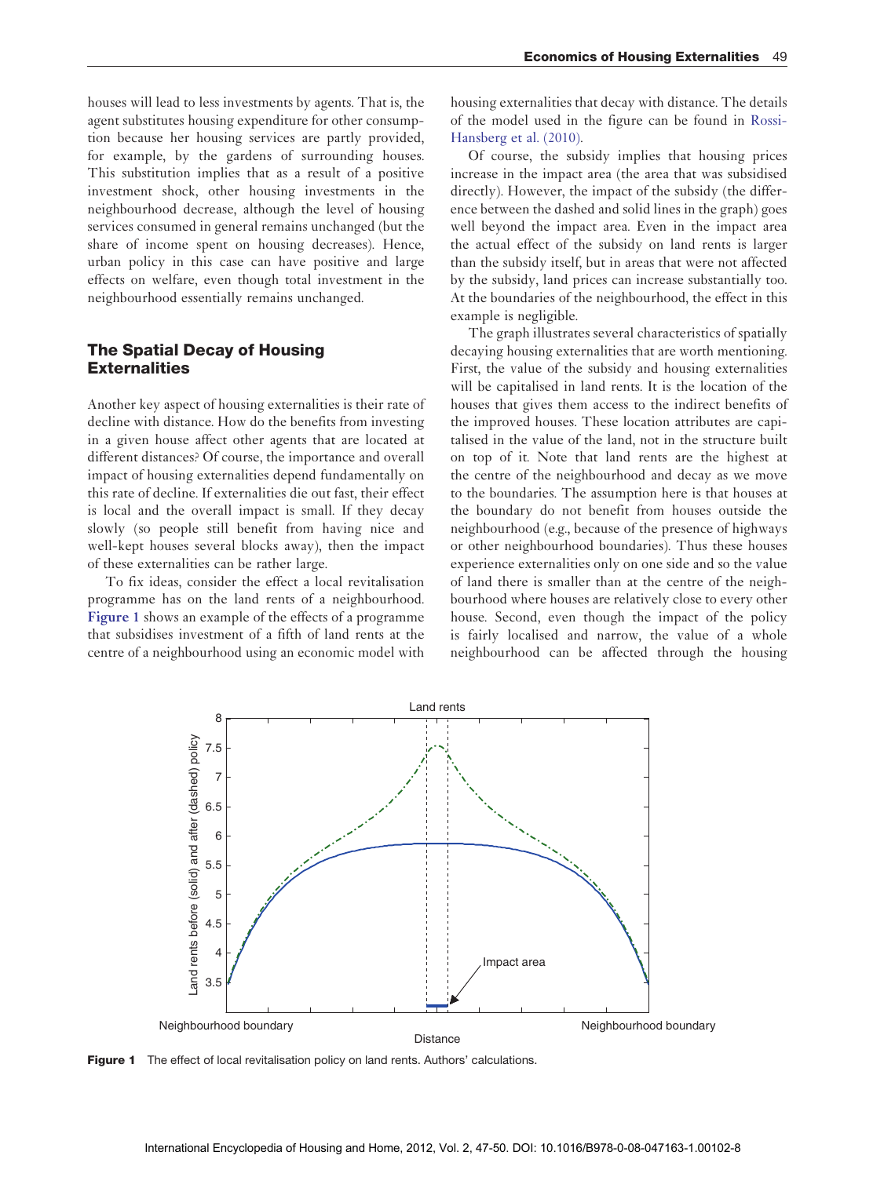houses will lead to less investments by agents. That is, the agent substitutes housing expenditure for other consumption because her housing services are partly provided, for example, by the gardens of surrounding houses. This substitution implies that as a result of a positive investment shock, other housing investments in the neighbourhood decrease, although the level of housing services consumed in general remains unchanged (but the share of income spent on housing decreases). Hence, urban policy in this case can have positive and large effects on welfare, even though total investment in the neighbourhood essentially remains unchanged.

## The Spatial Decay of Housing Externalities

Another key aspect of housing externalities is their rate of decline with distance. How do the benefits from investing in a given house affect other agents that are located at different distances? Of course, the importance and overall impact of housing externalities depend fundamentally on this rate of decline. If externalities die out fast, their effect is local and the overall impact is small. If they decay slowly (so people still benefit from having nice and well-kept houses several blocks away), then the impact of these externalities can be rather large.

To fix ideas, consider the effect a local revitalisation programme has on the land rents of a neighbourhood. Figure 1 shows an example of the effects of a programme that subsidises investment of a fifth of land rents at the centre of a neighbourhood using an economic model with housing externalities that decay with distance. The details of the model used in the figure can be found in Rossi-Hansberg et al. (2010).

Of course, the subsidy implies that housing prices increase in the impact area (the area that was subsidised directly). However, the impact of the subsidy (the difference between the dashed and solid lines in the graph) goes well beyond the impact area. Even in the impact area the actual effect of the subsidy on land rents is larger than the subsidy itself, but in areas that were not affected by the subsidy, land prices can increase substantially too. At the boundaries of the neighbourhood, the effect in this example is negligible.

The graph illustrates several characteristics of spatially decaying housing externalities that are worth mentioning. First, the value of the subsidy and housing externalities will be capitalised in land rents. It is the location of the houses that gives them access to the indirect benefits of the improved houses. These location attributes are capitalised in the value of the land, not in the structure built on top of it. Note that land rents are the highest at the centre of the neighbourhood and decay as we move to the boundaries. The assumption here is that houses at the boundary do not benefit from houses outside the neighbourhood (e.g., because of the presence of highways or other neighbourhood boundaries). Thus these houses experience externalities only on one side and so the value of land there is smaller than at the centre of the neighbourhood where houses are relatively close to every other house. Second, even though the impact of the policy is fairly localised and narrow, the value of a whole neighbourhood can be affected through the housing

**Figure 1** The effect of local revitalisation policy on land rents. Authors' calculations.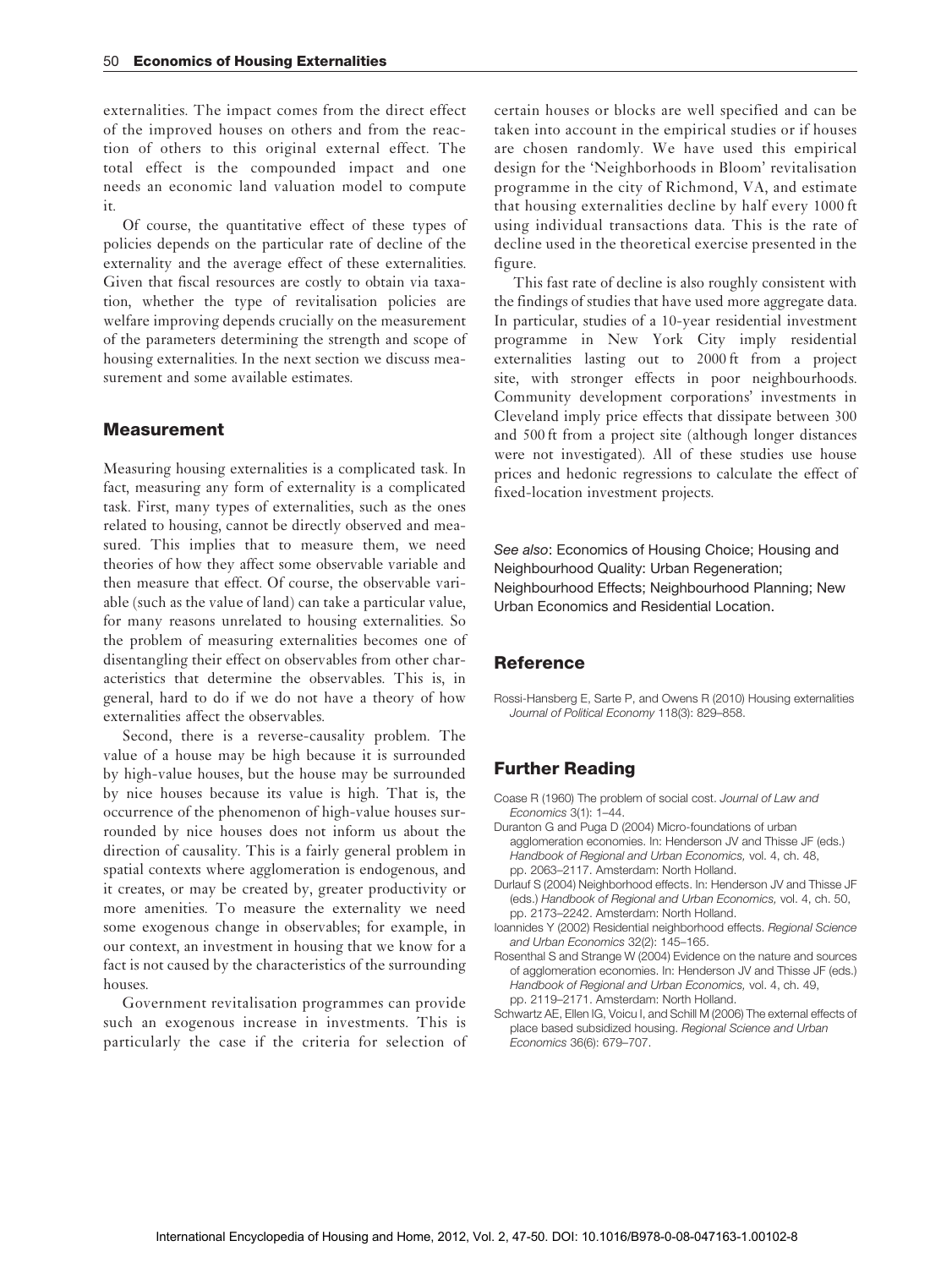externalities. The impact comes from the direct effect of the improved houses on others and from the reaction of others to this original external effect. The total effect is the compounded impact and one needs an economic land valuation model to compute it.

Of course, the quantitative effect of these types of policies depends on the particular rate of decline of the externality and the average effect of these externalities. Given that fiscal resources are costly to obtain via taxation, whether the type of revitalisation policies are welfare improving depends crucially on the measurement of the parameters determining the strength and scope of housing externalities. In the next section we discuss measurement and some available estimates.

## Measurement

Measuring housing externalities is a complicated task. In fact, measuring any form of externality is a complicated task. First, many types of externalities, such as the ones related to housing, cannot be directly observed and measured. This implies that to measure them, we need theories of how they affect some observable variable and then measure that effect. Of course, the observable variable (such as the value of land) can take a particular value, for many reasons unrelated to housing externalities. So the problem of measuring externalities becomes one of disentangling their effect on observables from other characteristics that determine the observables. This is, in general, hard to do if we do not have a theory of how externalities affect the observables.

Second, there is a reverse-causality problem. The value of a house may be high because it is surrounded by high-value houses, but the house may be surrounded by nice houses because its value is high. That is, the occurrence of the phenomenon of high-value houses surrounded by nice houses does not inform us about the direction of causality. This is a fairly general problem in spatial contexts where agglomeration is endogenous, and it creates, or may be created by, greater productivity or more amenities. To measure the externality we need some exogenous change in observables; for example, in our context, an investment in housing that we know for a fact is not caused by the characteristics of the surrounding houses.

Government revitalisation programmes can provide such an exogenous increase in investments. This is particularly the case if the criteria for selection of certain houses or blocks are well specified and can be taken into account in the empirical studies or if houses are chosen randomly. We have used this empirical design for the 'Neighborhoods in Bloom' revitalisation programme in the city of Richmond, VA, and estimate that housing externalities decline by half every 1000 ft using individual transactions data. This is the rate of decline used in the theoretical exercise presented in the figure.

This fast rate of decline is also roughly consistent with the findings of studies that have used more aggregate data. In particular, studies of a 10-year residential investment programme in New York City imply residential externalities lasting out to 2000 ft from a project site, with stronger effects in poor neighbourhoods. Community development corporations' investments in Cleveland imply price effects that dissipate between 300 and 500 ft from a project site (although longer distances were not investigated). All of these studies use house prices and hedonic regressions to calculate the effect of fixed-location investment projects.

*See also*: Economics of Housing Choice; Housing and Neighbourhood Quality: Urban Regeneration; Neighbourhood Effects; Neighbourhood Planning; New Urban Economics and Residential Location.

## Reference

Rossi-Hansberg E, Sarte P, and Owens R (2010) Housing externalities *Journal of Political Economy* 118(3): 829–858.

## Further Reading

Coase R (1960) The problem of social cost. *Journal of Law and Economics* 3(1): 1–44.

Duranton G and Puga D (2004) Micro-foundations of urban agglomeration economies. In: Henderson JV and Thisse JF (eds.) *Handbook of Regional and Urban Economics,* vol. 4, ch. 48, pp. 2063–2117. Amsterdam: North Holland.

Durlauf S (2004) Neighborhood effects. In: Henderson JV and Thisse JF (eds.) *Handbook of Regional and Urban Economics,* vol. 4, ch. 50, pp. 2173–2242. Amsterdam: North Holland.

Ioannides Y (2002) Residential neighborhood effects. *Regional Science and Urban Economics* 32(2): 145–165.

Rosenthal S and Strange W (2004) Evidence on the nature and sources of agglomeration economies. In: Henderson JV and Thisse JF (eds.) *Handbook of Regional and Urban Economics,* vol. 4, ch. 49, pp. 2119–2171. Amsterdam: North Holland.

Schwartz AE, Ellen IG, Voicu I, and Schill M (2006) The external effects of place based subsidized housing. *Regional Science and Urban Economics* 36(6): 679–707.

International Encyclopedia of Housing and Home, 2012, Vol. 2, 47-50. DOI: 10.1016/B978-0-08-047163-1.00102-8